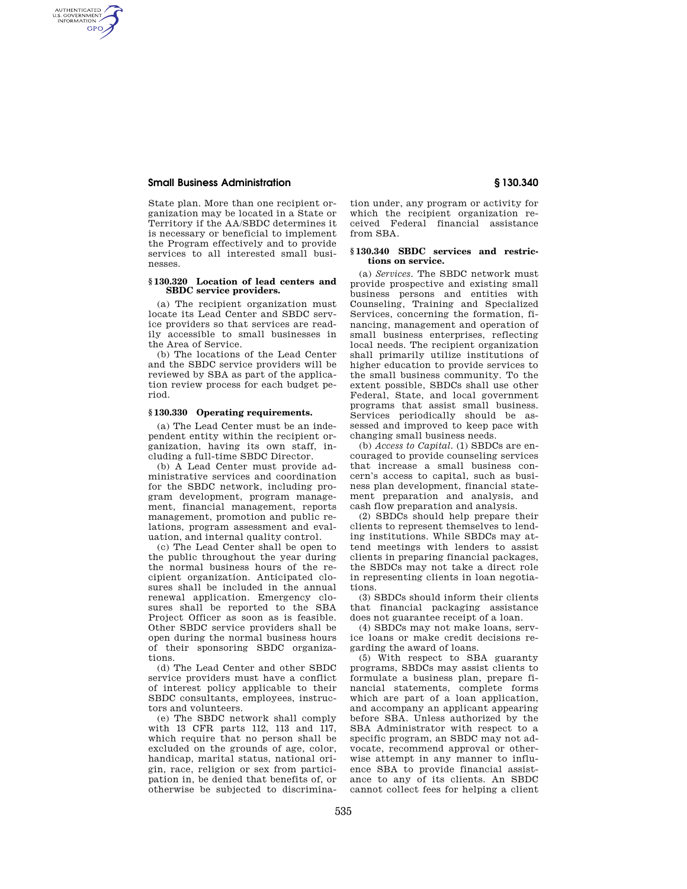State plan. More than one recipient organization may be located in a State or Territory if the AA/SBDC determines it is necessary or beneficial to implement the Program effectively and to provide services to all interested small businesses.

### § 130.320 Location of lead centers and SBDC service providers.

(a) The recipient organization must locate its Lead Center and SBDC service providers so that services are readily accessible to small businesses in the Area of Service.

(b) The locations of the Lead Center and the SBDC service providers will be reviewed by SBA as part of the application review process for each budget period.

### § 130.330 Operating requirements.

(a) The Lead Center must be an independent entity within the recipient organization, having its own staff, including a full-time SBDC Director.

(b) A Lead Center must provide administrative services and coordination for the SBDC network, including program development, program management, financial management, reports management, promotion and public relations, program assessment and evaluation, and internal quality control.

(c) The Lead Center shall be open to the public throughout the year during the normal business hours of the recipient organization. Anticipated closures shall be included in the annual renewal application. Emergency closures shall be reported to the SBA Project Officer as soon as is feasible. Other SBDC service providers shall be open during the normal business hours of their sponsoring SBDC organizations.

(d) The Lead Center and other SBDC service providers must have a conflict of interest policy applicable to their SBDC consultants, employees, instructors and volunteers.

(e) The SBDC network shall comply with 13 CFR parts 112, 113 and 117, which require that no person shall be excluded on the grounds of age, color, handicap, marital status, national origin, race, religion or sex from participation in, be denied that benefits of, or otherwise be subjected to discrimination under, any program or activity for which the recipient organization received Federal financial assistance from SBA.

### § 130.340 SBDC services and restrictions on service.

(a) *Services.* The SBDC network must provide prospective and existing small business persons and entities with Counseling, Training and Specialized Services, concerning the formation, financing, management and operation of small business enterprises, reflecting local needs. The recipient organization shall primarily utilize institutions of higher education to provide services to the small business community. To the extent possible, SBDCs shall use other Federal, State, and local government programs that assist small business. Services periodically should be assessed and improved to keep pace with changing small business needs.

(b) *Access to Capital.* (1) SBDCs are encouraged to provide counseling services that increase a small business concern's access to capital, such as business plan development, financial statement preparation and analysis, and cash flow preparation and analysis.

(2) SBDCs should help prepare their clients to represent themselves to lending institutions. While SBDCs may attend meetings with lenders to assist clients in preparing financial packages, the SBDCs may not take a direct role in representing clients in loan negotiations.

(3) SBDCs should inform their clients that financial packaging assistance does not guarantee receipt of a loan.

(4) SBDCs may not make loans, service loans or make credit decisions regarding the award of loans.

(5) With respect to SBA guaranty programs, SBDCs may assist clients to formulate a business plan, prepare financial statements, complete forms which are part of a loan application, and accompany an applicant appearing before SBA. Unless authorized by the SBA Administrator with respect to a specific program, an SBDC may not advocate, recommend approval or otherwise attempt in any manner to influence SBA to provide financial assistance to any of its clients. An SBDC cannot collect fees for helping a client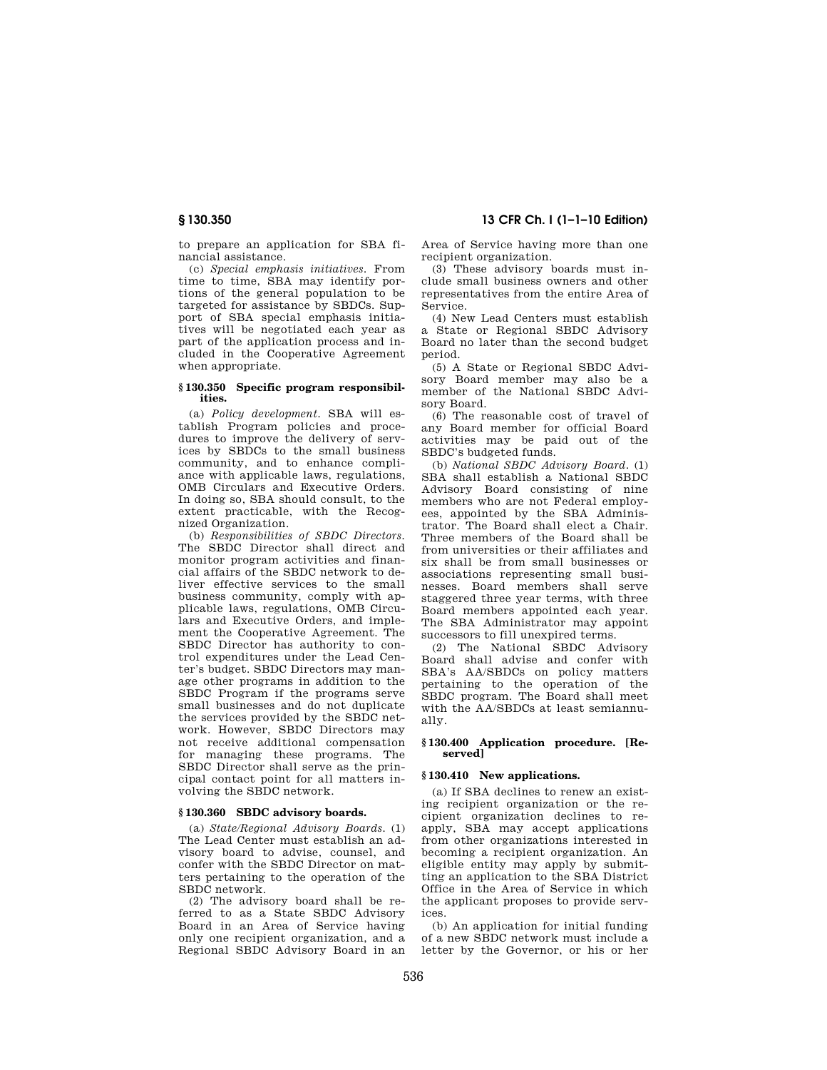to prepare an application for SBA financial assistance.

(c) *Special emphasis initiatives*. From time to time, SBA may identify portions of the general population to be targeted for assistance by SBDCs. Support of SBA special emphasis initiatives will be negotiated each year as part of the application process and included in the Cooperative Agreement when appropriate.

### § 130.350 Specific program responsibilities.

(a) *Policy development*. SBA will establish Program policies and procedures to improve the delivery of services by SBDCs to the small business community, and to enhance compliance with applicable laws, regulations, OMB Circulars and Executive Orders. In doing so, SBA should consult, to the extent practicable, with the Recognized Organization.

(b) *Responsibilities of SBDC Directors*. The SBDC Director shall direct and monitor program activities and financial affairs of the SBDC network to deliver effective services to the small business community, comply with applicable laws, regulations, OMB Circulars and Executive Orders, and implement the Cooperative Agreement. The SBDC Director has authority to control expenditures under the Lead Center's budget. SBDC Directors may manage other programs in addition to the SBDC Program if the programs serve small businesses and do not duplicate the services provided by the SBDC network. However, SBDC Directors may not receive additional compensation for managing these programs. The SBDC Director shall serve as the principal contact point for all matters involving the SBDC network.

### § 130.360 SBDC advisory boards.

(a) *State/Regional Advisory Boards*. (1) The Lead Center must establish an advisory board to advise, counsel, and confer with the SBDC Director on matters pertaining to the operation of the SBDC network.

(2) The advisory board shall be referred to as a State SBDC Advisory Board in an Area of Service having only one recipient organization, and a Regional SBDC Advisory Board in an Area of Service having more than one recipient organization.

(3) These advisory boards must include small business owners and other representatives from the entire Area of Service.

(4) New Lead Centers must establish a State or Regional SBDC Advisory Board no later than the second budget period.

(5) A State or Regional SBDC Advisory Board member may also be a member of the National SBDC Advisory Board.

(6) The reasonable cost of travel of any Board member for official Board activities may be paid out of the SBDC's budgeted funds.

(b) *National SBDC Advisory Board*. (1) SBA shall establish a National SBDC Advisory Board consisting of nine members who are not Federal employees, appointed by the SBA Administrator. The Board shall elect a Chair. Three members of the Board shall be from universities or their affiliates and six shall be from small businesses or associations representing small businesses. Board members shall serve staggered three year terms, with three Board members appointed each year. The SBA Administrator may appoint successors to fill unexpired terms.

(2) The National SBDC Advisory Board shall advise and confer with SBA's AA/SBDCs on policy matters pertaining to the operation of the SBDC program. The Board shall meet with the AA/SBDCs at least semiannually.

### § 130.400 Application procedure. [Reserved]

### § 130.410 New applications.

(a) If SBA declines to renew an existing recipient organization or the recipient organization declines to reapply, SBA may accept applications from other organizations interested in becoming a recipient organization. An eligible entity may apply by submitting an application to the SBA District Office in the Area of Service in which the applicant proposes to provide services.

(b) An application for initial funding of a new SBDC network must include a letter by the Governor, or his or her